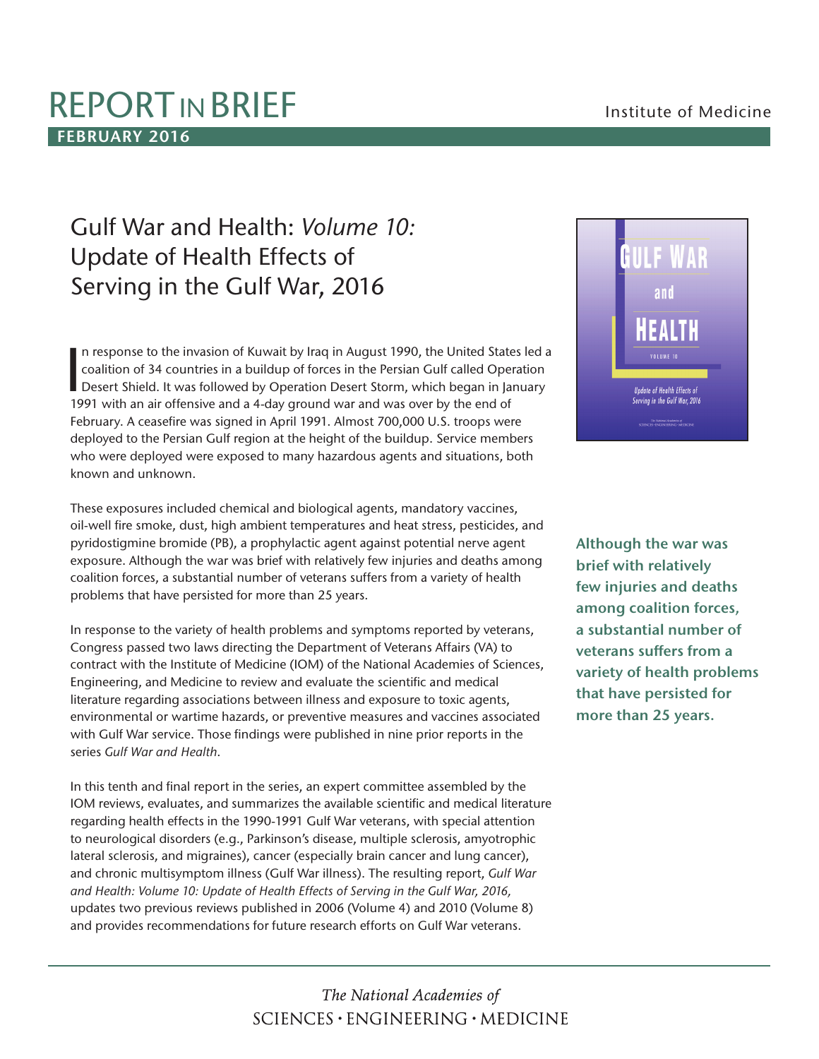# REPORT IN BRIEF

**FEBRUARY 2016**

Institute of Medicine

## Gulf War and Health: *Volume 10:* Update of Health Effects of Serving in the Gulf War, 2016

In response to the invasion of Kuwait by Iraq in August 1990, the United States led a coalition of 34 countries in a buildup of forces in the Persian Gulf called Operation Desert Shield. It was followed by Operation Desert Storm, which began in January 1991 with an air offensive and a 4-day ground war and was over by the end of February. A ceasefire was signed in April 1991. Almost 700,000 U.S. troops were deployed to the Persian Gulf region at the height of the buildup. Service members who were deployed were exposed to many hazardous agents and situations, both known and unknown.

These exposures included chemical and biological agents, mandatory vaccines, oil-well fire smoke, dust, high ambient temperatures and heat stress, pesticides, and pyridostigmine bromide (PB), a prophylactic agent against potential nerve agent exposure. Although the war was brief with relatively few injuries and deaths among coalition forces, a substantial number of veterans suffers from a variety of health problems that have persisted for more than 25 years.

**Although the war was brief with relatively few injuries and deaths among coalition forces, a substantial number of veterans suffers from a variety of health problems that have persisted for more than 25 years.**

In response to the variety of health problems and symptoms reported by veterans, Congress passed two laws directing the Department of Veterans Affairs (VA) to contract with the Institute of Medicine (IOM) of the National Academies of Sciences, Engineering, and Medicine to review and evaluate the scientific and medical literature regarding associations between illness and exposure to toxic agents, environmental or wartime hazards, or preventive measures and vaccines associated with Gulf War service. Those findings were published in nine prior reports in the series *Gulf War and Health*.

In this tenth and final report in the series, an expert committee assembled by the IOM reviews, evaluates, and summarizes the available scientific and medical literature regarding health effects in the 1990-1991 Gulf War veterans, with special attention to neurological disorders (e.g., Parkinson's disease, multiple sclerosis, amyotrophic lateral sclerosis, and migraines), cancer (especially brain cancer and lung cancer), and chronic multisymptom illness (Gulf War illness). The resulting report, *Gulf War and Health: Volume 10: Update of Health Effects of Serving in the Gulf War, 2016,* updates two previous reviews published in 2006 (Volume 4) and 2010 (Volume 8) and provides recommendations for future research efforts on Gulf War veterans.

*The National Academies of* SCIENCES · ENGINEERING · MEDICINE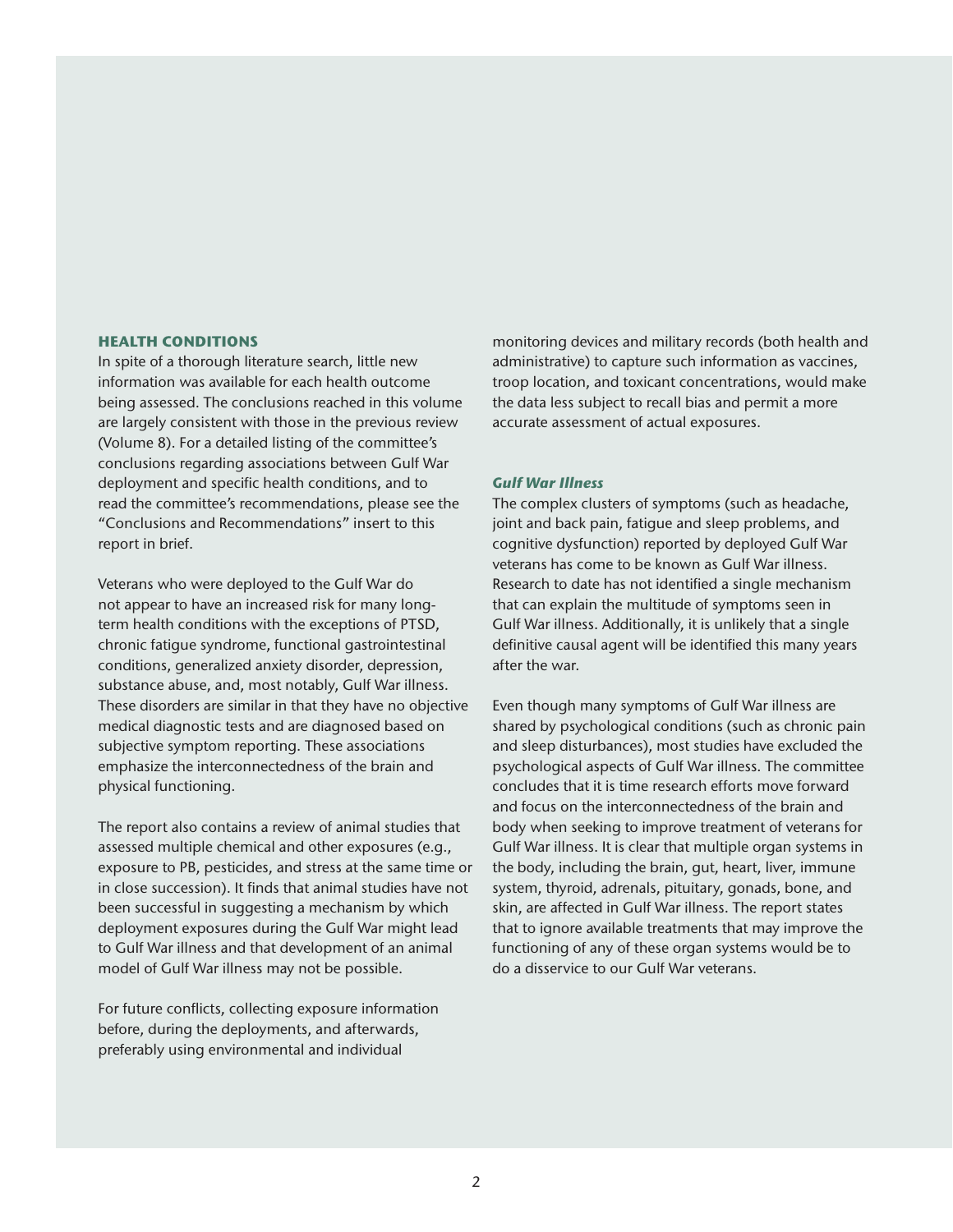## HEALTH CONDITIONS

In spite of a thorough literature search, little new information was available for each health outcome being assessed. The conclusions reached in this volume are largely consistent with those in the previous review (Volume 8). For a detailed listing of the committee's conclusions regarding associations between Gulf War deployment and specific health conditions, and to read the committee's recommendations, please see the "Conclusions and Recommendations" insert to this report in brief.

Veterans who were deployed to the Gulf War do not appear to have an increased risk for many long-term health conditions with the exceptions of PTSD, chronic fatigue syndrome, functional gastrointestinal conditions, generalized anxiety disorder, depression, substance abuse, and, most notably, Gulf War illness. These disorders are similar in that they have no objective medical diagnostic tests and are diagnosed based on subjective symptom reporting. These associations emphasize the interconnectedness of the brain and physical functioning.

The report also contains a review of animal studies that assessed multiple chemical and other exposures (e.g., exposure to PB, pesticides, and stress at the same time or in close succession). It finds that animal studies have not been successful in suggesting a mechanism by which deployment exposures during the Gulf War might lead to Gulf War illness and that development of an animal model of Gulf War illness may not be possible.

For future conflicts, collecting exposure information before, during the deployments, and afterwards, preferably using environmental and individual monitoring devices and military records (both health and administrative) to capture such information as vaccines, troop location, and toxicant concentrations, would make the data less subject to recall bias and permit a more accurate assessment of actual exposures.

### *Gulf War Illness*

The complex clusters of symptoms (such as headache, joint and back pain, fatigue and sleep problems, and cognitive dysfunction) reported by deployed Gulf War veterans has come to be known as Gulf War illness. Research to date has not identified a single mechanism that can explain the multitude of symptoms seen in Gulf War illness. Additionally, it is unlikely that a single definitive causal agent will be identified this many years after the war.

Even though many symptoms of Gulf War illness are shared by psychological conditions (such as chronic pain and sleep disturbances), most studies have excluded the psychological aspects of Gulf War illness. The committee concludes that it is time research efforts move forward and focus on the interconnectedness of the brain and body when seeking to improve treatment of veterans for Gulf War illness. It is clear that multiple organ systems in the body, including the brain, gut, heart, liver, immune system, thyroid, adrenals, pituitary, gonads, bone, and skin, are affected in Gulf War illness. The report states that to ignore available treatments that may improve the functioning of any of these organ systems would be to do a disservice to our Gulf War veterans.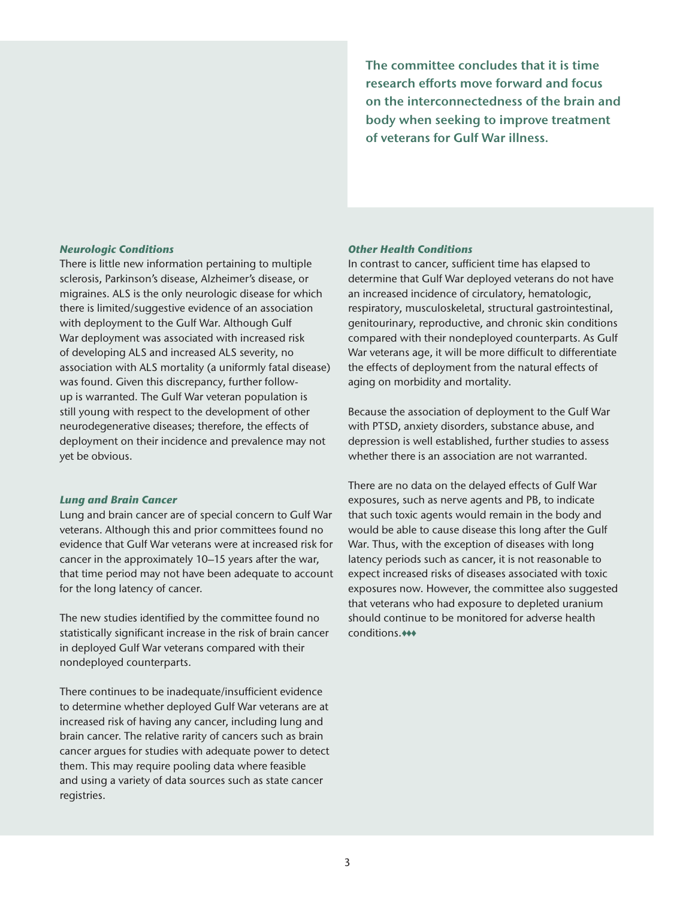**The committee concludes that it is time research efforts move forward and focus on the interconnectedness of the brain and body when seeking to improve treatment of veterans for Gulf War illness.**

### *Neurologic Conditions*

There is little new information pertaining to multiple sclerosis, Parkinson's disease, Alzheimer's disease, or migraines. ALS is the only neurologic disease for which there is limited/suggestive evidence of an association with deployment to the Gulf War. Although Gulf War deployment was associated with increased risk of developing ALS and increased ALS severity, no association with ALS mortality (a uniformly fatal disease) was found. Given this discrepancy, further follow-up is warranted. The Gulf War veteran population is still young with respect to the development of other neurodegenerative diseases; therefore, the effects of deployment on their incidence and prevalence may not yet be obvious.

### *Lung and Brain Cancer*

Lung and brain cancer are of special concern to Gulf War veterans. Although this and prior committees found no evidence that Gulf War veterans were at increased risk for cancer in the approximately 10–15 years after the war, that time period may not have been adequate to account for the long latency of cancer.

The new studies identified by the committee found no statistically significant increase in the risk of brain cancer in deployed Gulf War veterans compared with their nondeployed counterparts.

There continues to be inadequate/insufficient evidence to determine whether deployed Gulf War veterans are at increased risk of having any cancer, including lung and brain cancer. The relative rarity of cancers such as brain cancer argues for studies with adequate power to detect them. This may require pooling data where feasible and using a variety of data sources such as state cancer registries.

### *Other Health Conditions*

In contrast to cancer, sufficient time has elapsed to determine that Gulf War deployed veterans do not have an increased incidence of circulatory, hematologic, respiratory, musculoskeletal, structural gastrointestinal, genitourinary, reproductive, and chronic skin conditions compared with their nondeployed counterparts. As Gulf War veterans age, it will be more difficult to differentiate the effects of deployment from the natural effects of aging on morbidity and mortality.

Because the association of deployment to the Gulf War with PTSD, anxiety disorders, substance abuse, and depression is well established, further studies to assess whether there is an association are not warranted.

There are no data on the delayed effects of Gulf War exposures, such as nerve agents and PB, to indicate that such toxic agents would remain in the body and would be able to cause disease this long after the Gulf War. Thus, with the exception of diseases with long latency periods such as cancer, it is not reasonable to expect increased risks of diseases associated with toxic exposures now. However, the committee also suggested that veterans who had exposure to depleted uranium should continue to be monitored for adverse health conditions.♦♦♦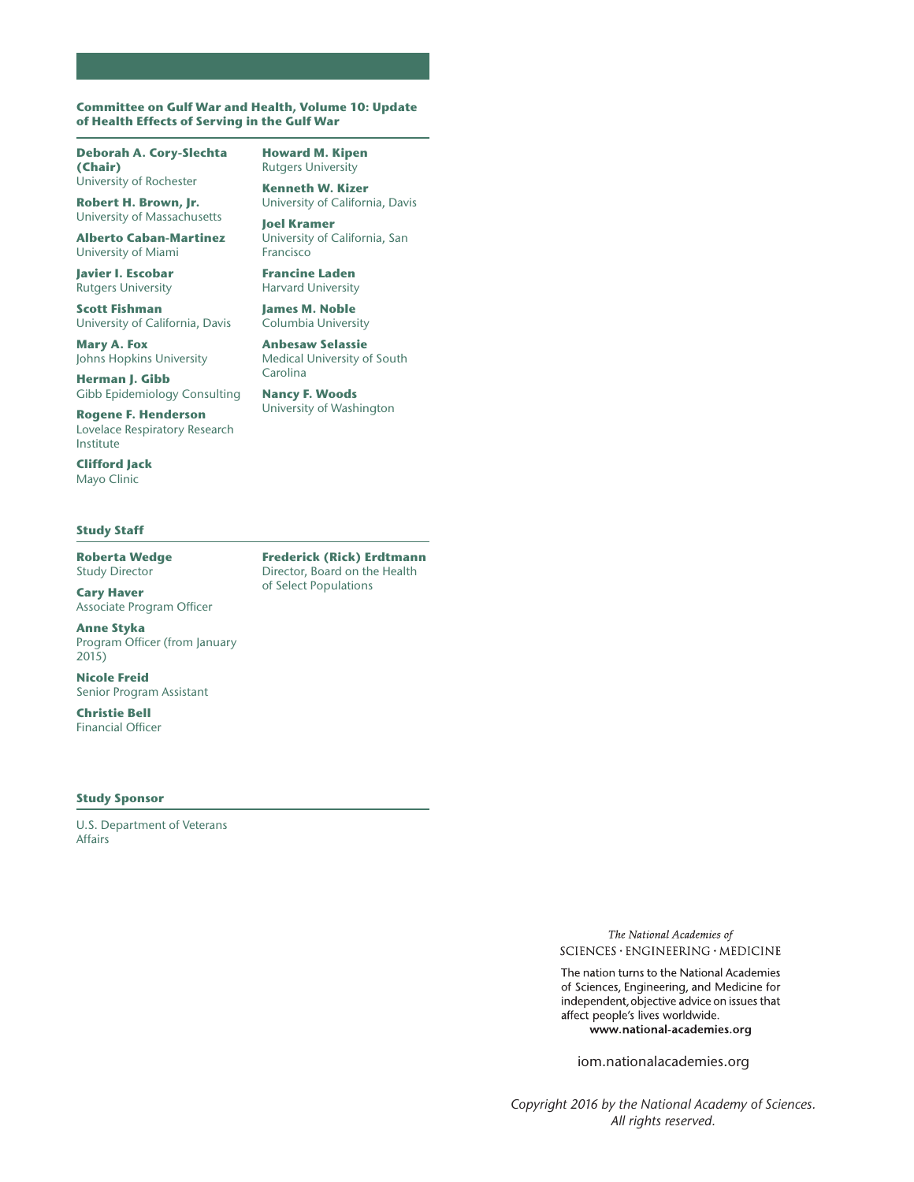### Committee on Gulf War and Health, Volume 10: Update of Health Effects of Serving in the Gulf War

**Deborah A. Cory-Slechta (Chair)**
University of Rochester

**Robert H. Brown, Jr.**
University of Massachusetts

**Alberto Caban-Martinez**
University of Miami

**Javier I. Escobar**
Rutgers University

**Scott Fishman**
University of California, Davis

**Mary A. Fox**
Johns Hopkins University

**Herman J. Gibb**
Gibb Epidemiology Consulting

**Rogene F. Henderson**
Lovelace Respiratory Research Institute

**Clifford Jack**
Mayo Clinic

**Howard M. Kipen**
Rutgers University

**Kenneth W. Kizer**
University of California, Davis

**Joel Kramer**
University of California, San Francisco

**Francine Laden**
Harvard University

**James M. Noble**
Columbia University

**Anbesaw Selassie**
Medical University of South Carolina

**Nancy F. Woods**
University of Washington

### Study Staff

**Roberta Wedge**
Study Director

**Cary Haver**
Associate Program Officer

**Anne Styka**
Program Officer (from January 2015)

**Nicole Freid**
Senior Program Assistant

**Christie Bell**
Financial Officer

**Frederick (Rick) Erdtmann**
Director, Board on the Health of Select Populations

### Study Sponsor

U.S. Department of Veterans Affairs

*The National Academies of*
SCIENCES · ENGINEERING · MEDICINE

The nation turns to the National Academies of Sciences, Engineering, and Medicine for independent, objective advice on issues that affect people's lives worldwide.
**www.national-academies.org**

iom.nationalacademies.org

*Copyright 2016 by the National Academy of Sciences. All rights reserved.*